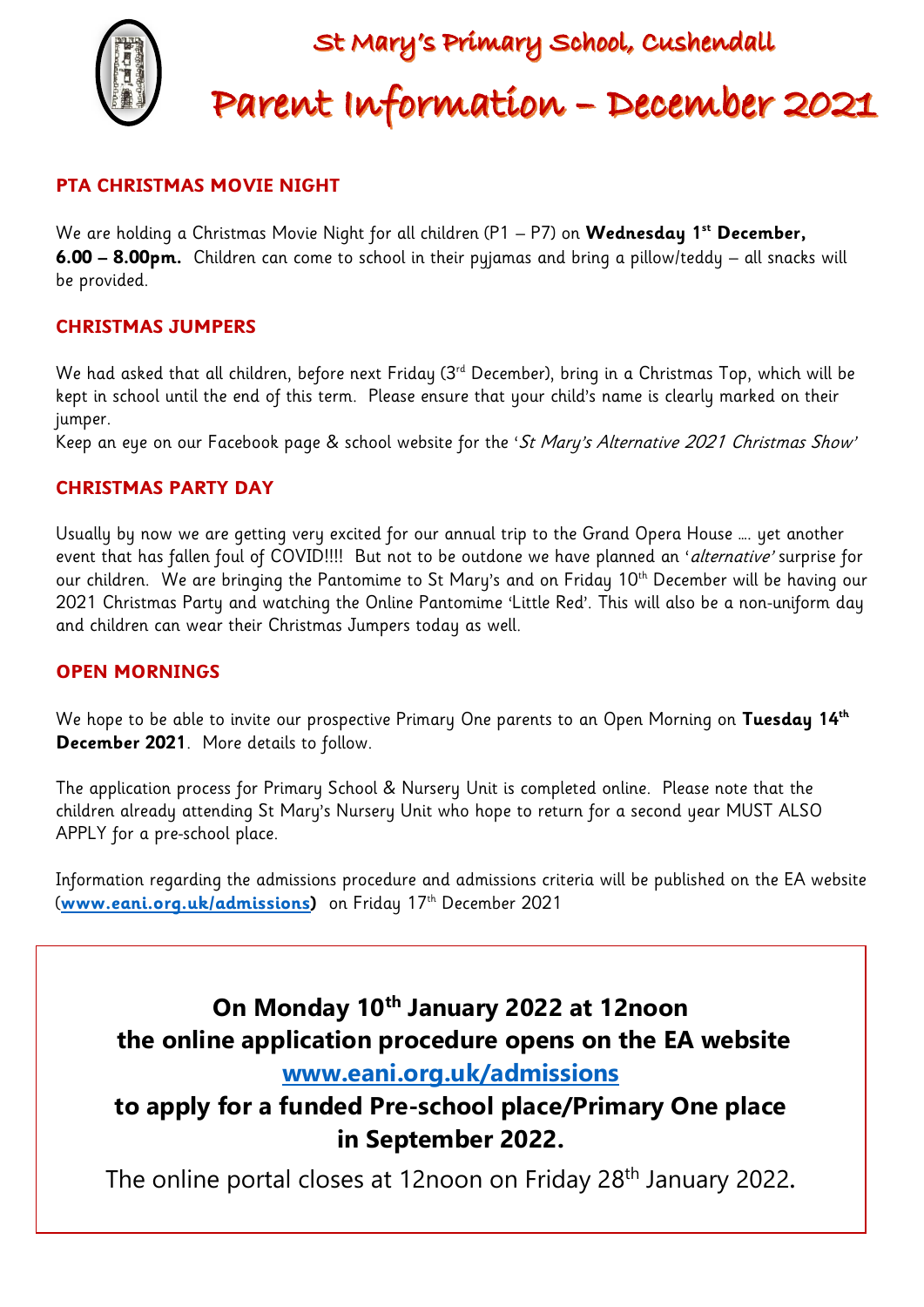# St Mary's Primary School, Cushendall

# Parent Information – December 2021

## PTA CHRISTMAS MOVIE NIGHT

We are holding a Christmas Movie Night for all children (P1 – P7) on **Wednesday 1st December, 6.00 – 8.00pm.** Children can come to school in their pyjamas and bring a pillow/teddy – all snacks will be provided.

## CHRISTMAS JUMPERS

We had asked that all children, before next Friday (3rd December), bring in a Christmas Top, which will be kept in school until the end of this term. Please ensure that your child's name is clearly marked on their jumper.

Keep an eye on our Facebook page & school website for the '*St Mary's Alternative 2021 Christmas Show*'

## CHRISTMAS PARTY DAY

Usually by now we are getting very excited for our annual trip to the Grand Opera House …. yet another event that has fallen foul of COVID!!!! But not to be outdone we have planned an '*alternative'* surprise for our children. We are bringing the Pantomime to St Mary's and on Friday 10th December will be having our 2021 Christmas Party and watching the Online Pantomime 'Little Red'. This will also be a non-uniform day and children can wear their Christmas Jumpers today as well.

## OPEN MORNINGS

We hope to be able to invite our prospective Primary One parents to an Open Morning on **Tuesday 14th December 2021**. More details to follow.

The application process for Primary School & Nursery Unit is completed online. Please note that the children already attending St Mary's Nursery Unit who hope to return for a second year MUST ALSO APPLY for a pre-school place.

Information regarding the admissions procedure and admissions criteria will be published on the EA website (**www.eani.org.uk/admissions**) on Friday 17th December 2021

**On Monday 10th January 2022 at 12noon**
**the online application procedure opens on the EA website**
**www.eani.org.uk/admissions**
**to apply for a funded Pre-school place/Primary One place in September 2022.**

The online portal closes at 12noon on Friday 28th January 2022.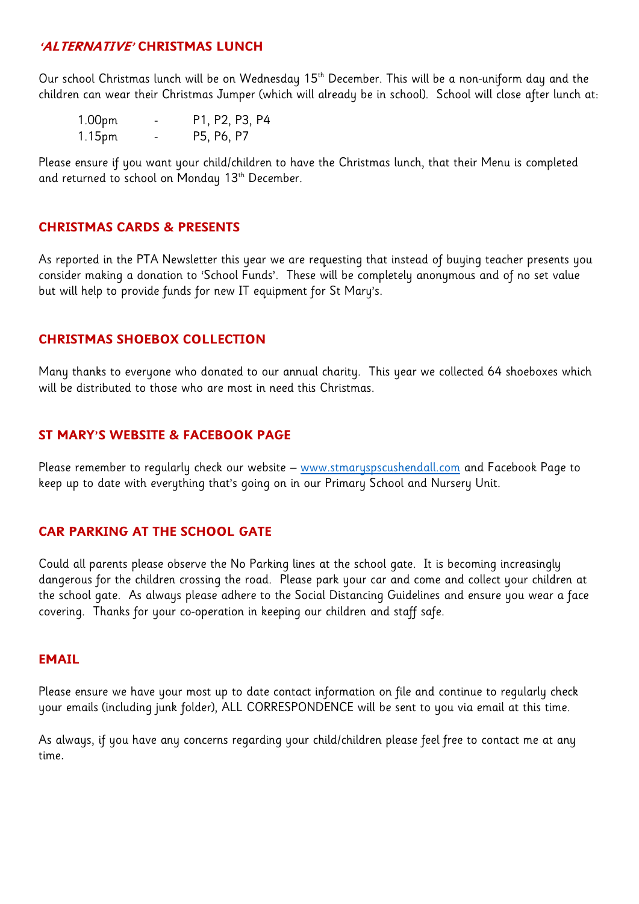## *'ALTERNATIVE'* CHRISTMAS LUNCH

Our school Christmas lunch will be on Wednesday 15th December. This will be a non-uniform day and the children can wear their Christmas Jumper (which will already be in school). School will close after lunch at:

1.00pm - P1, P2, P3, P4
1.15pm - P5, P6, P7

Please ensure if you want your child/children to have the Christmas lunch, that their Menu is completed and returned to school on Monday 13th December.

## CHRISTMAS CARDS & PRESENTS

As reported in the PTA Newsletter this year we are requesting that instead of buying teacher presents you consider making a donation to 'School Funds'. These will be completely anonymous and of no set value but will help to provide funds for new IT equipment for St Mary's.

## CHRISTMAS SHOEBOX COLLECTION

Many thanks to everyone who donated to our annual charity. This year we collected 64 shoeboxes which will be distributed to those who are most in need this Christmas.

## ST MARY'S WEBSITE & FACEBOOK PAGE

Please remember to regularly check our website – [www.stmaryspscushendall.com](http://www.stmaryspscushendall.com) and Facebook Page to keep up to date with everything that's going on in our Primary School and Nursery Unit.

## CAR PARKING AT THE SCHOOL GATE

Could all parents please observe the No Parking lines at the school gate. It is becoming increasingly dangerous for the children crossing the road. Please park your car and come and collect your children at the school gate. As always please adhere to the Social Distancing Guidelines and ensure you wear a face covering. Thanks for your co-operation in keeping our children and staff safe.

## EMAIL

Please ensure we have your most up to date contact information on file and continue to regularly check your emails (including junk folder), ALL CORRESPONDENCE will be sent to you via email at this time.

As always, if you have any concerns regarding your child/children please feel free to contact me at any time.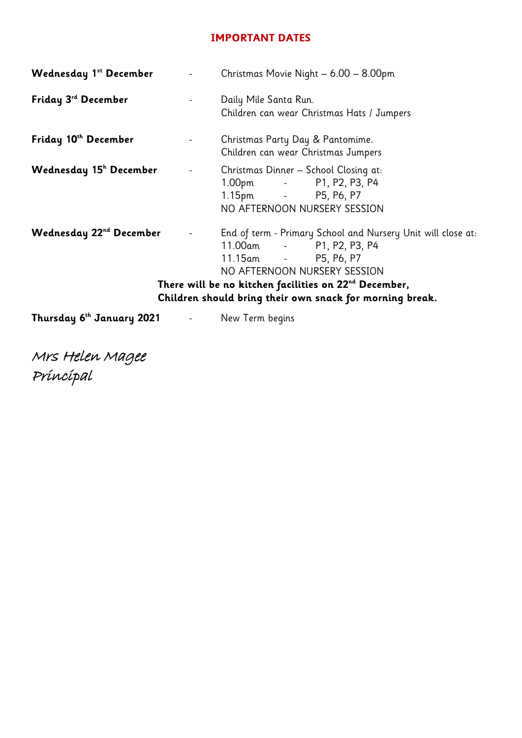## IMPORTANT DATES

| | | |
|---|---|---|
| **Wednesday 1st December** | - | Christmas Movie Night – 6.00 – 8.00pm |
| **Friday 3rd December** | - | Daily Mile Santa Run. Children can wear Christmas Hats / Jumpers |
| **Friday 10th December** | - | Christmas Party Day & Pantomime. Children can wear Christmas Jumpers |
| **Wednesday 15h December** | - | Christmas Dinner – School Closing at: 1.00pm - P1, P2, P3, P4; 1.15pm - P5, P6, P7; NO AFTERNOON NURSERY SESSION |
| **Wednesday 22nd December** | - | End of term - Primary School and Nursery Unit will close at: 11.00am - P1, P2, P3, P4; 11.15am - P5, P6, P7; NO AFTERNOON NURSERY SESSION |

**There will be no kitchen facilities on 22nd December,**
**Children should bring their own snack for morning break.**

| | | |
|---|---|---|
| **Thursday 6th January 2021** | - | New Term begins |

*Mrs Helen Magee*
*Principal*